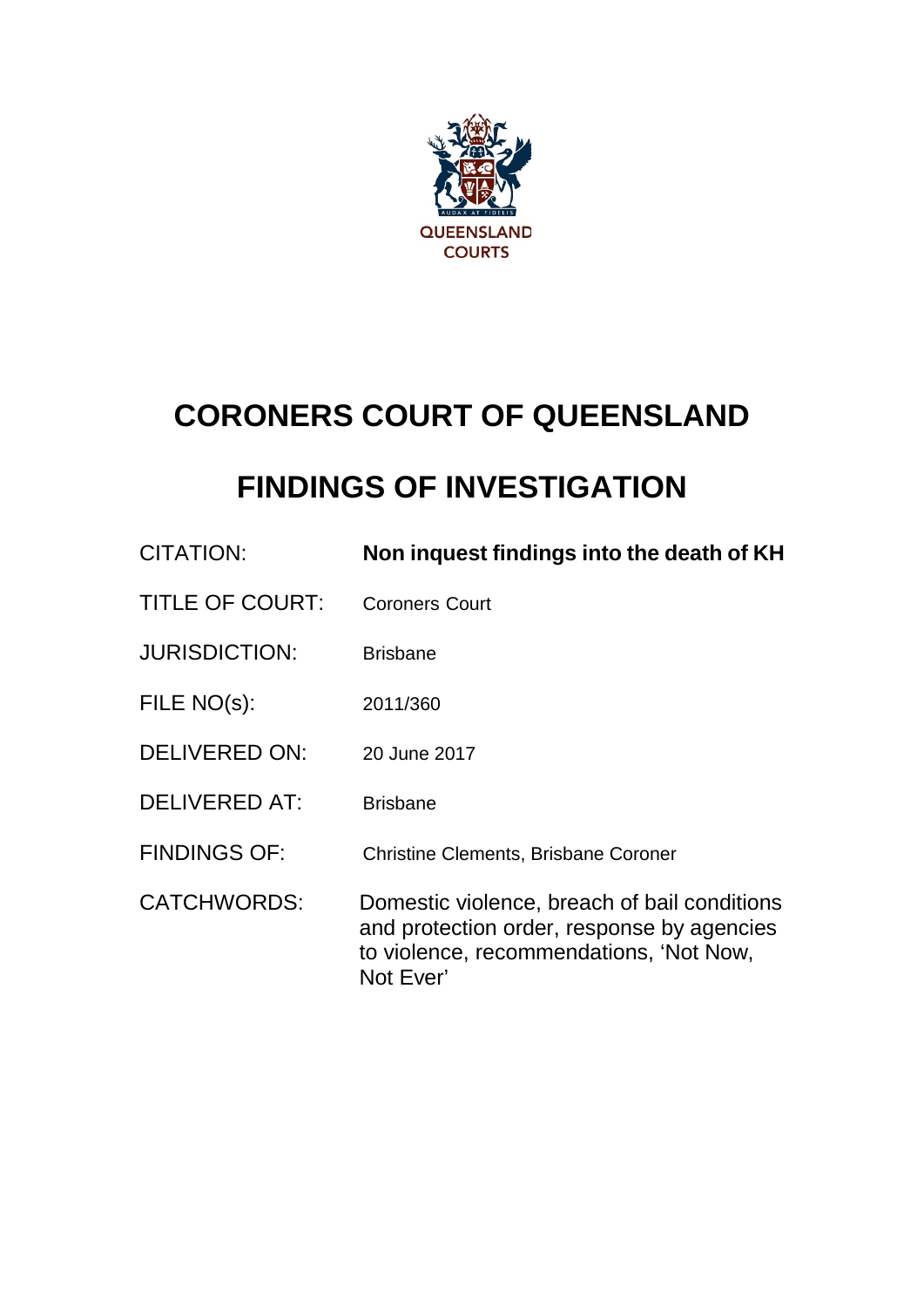QUEENSLAND COURTS

# CORONERS COURT OF QUEENSLAND

# FINDINGS OF INVESTIGATION

| | |
|---|---|
| CITATION: | **Non inquest findings into the death of KH** |
| TITLE OF COURT: | Coroners Court |
| JURISDICTION: | Brisbane |
| FILE NO(s): | 2011/360 |
| DELIVERED ON: | 20 June 2017 |
| DELIVERED AT: | Brisbane |
| FINDINGS OF: | Christine Clements, Brisbane Coroner |
| CATCHWORDS: | Domestic violence, breach of bail conditions and protection order, response by agencies to violence, recommendations, 'Not Now, Not Ever' |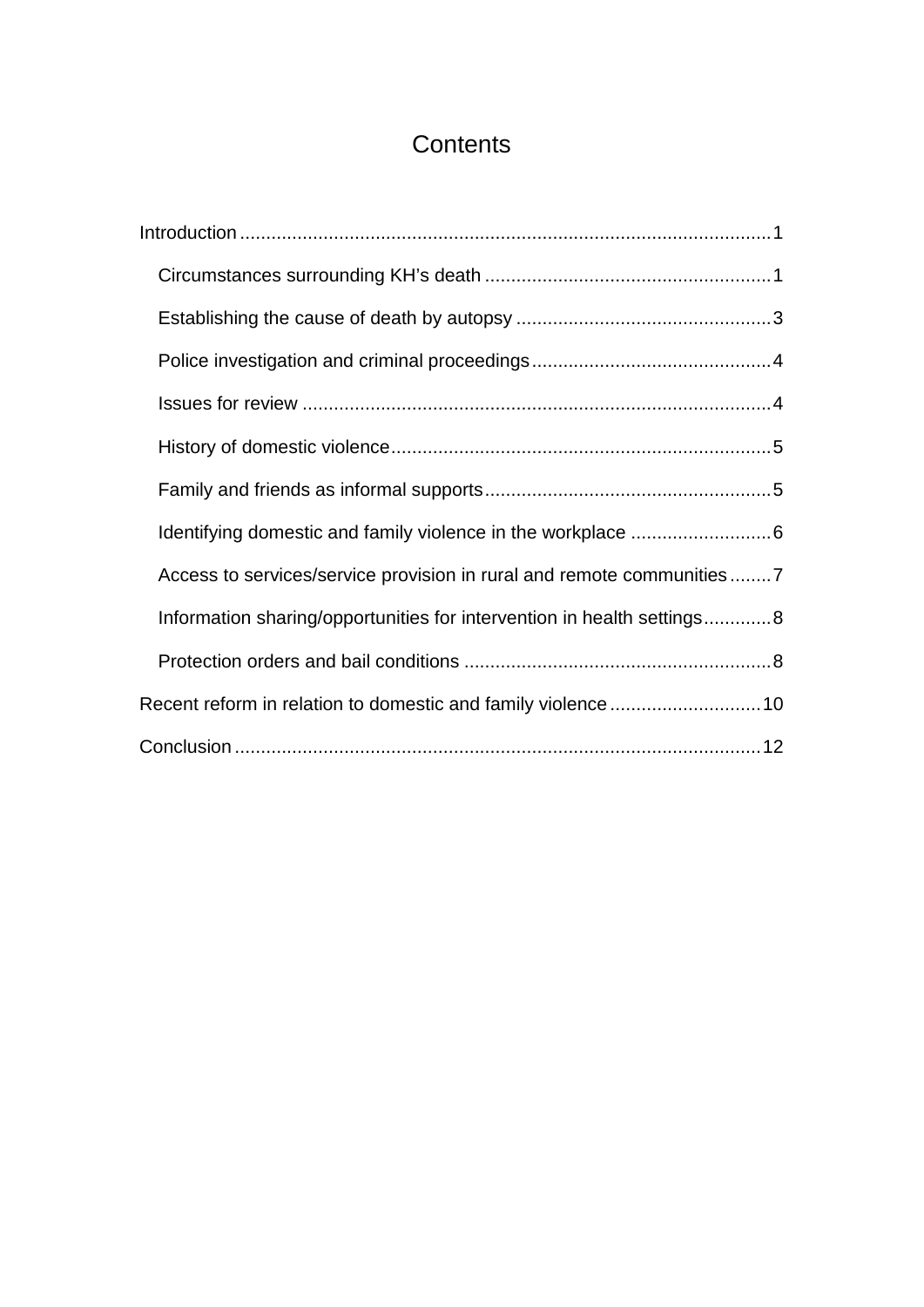# Contents

Introduction ..... 1

- Circumstances surrounding KH's death ..... 1
- Establishing the cause of death by autopsy ..... 3
- Police investigation and criminal proceedings ..... 4
- Issues for review ..... 4
- History of domestic violence ..... 5
- Family and friends as informal supports ..... 5
- Identifying domestic and family violence in the workplace ..... 6
- Access to services/service provision in rural and remote communities ..... 7
- Information sharing/opportunities for intervention in health settings ..... 8
- Protection orders and bail conditions ..... 8

Recent reform in relation to domestic and family violence ..... 10

Conclusion ..... 12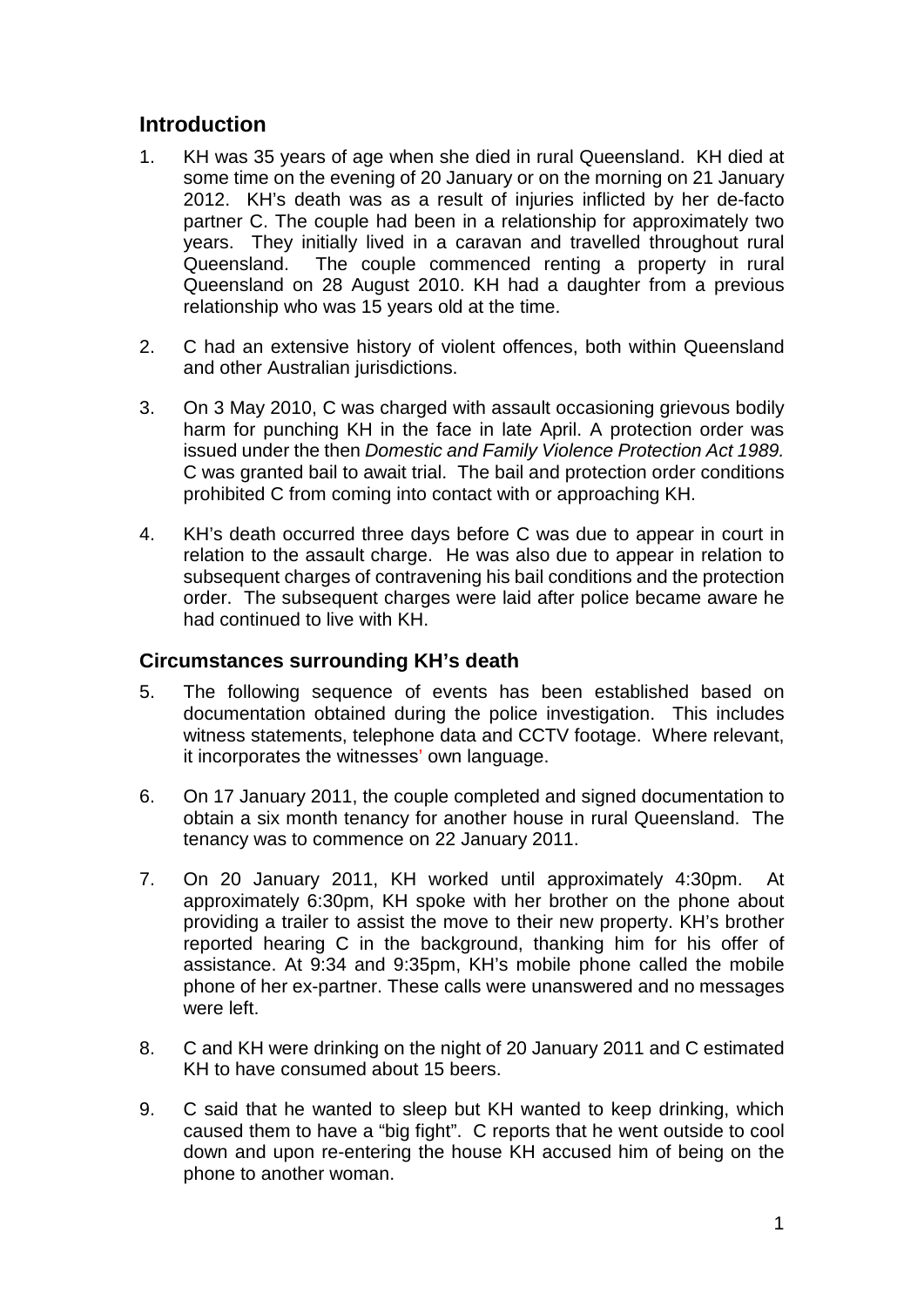## Introduction

1. KH was 35 years of age when she died in rural Queensland. KH died at some time on the evening of 20 January or on the morning on 21 January 2012. KH's death was as a result of injuries inflicted by her de-facto partner C. The couple had been in a relationship for approximately two years. They initially lived in a caravan and travelled throughout rural Queensland. The couple commenced renting a property in rural Queensland on 28 August 2010. KH had a daughter from a previous relationship who was 15 years old at the time.

2. C had an extensive history of violent offences, both within Queensland and other Australian jurisdictions.

3. On 3 May 2010, C was charged with assault occasioning grievous bodily harm for punching KH in the face in late April. A protection order was issued under the then *Domestic and Family Violence Protection Act 1989.* C was granted bail to await trial. The bail and protection order conditions prohibited C from coming into contact with or approaching KH.

4. KH's death occurred three days before C was due to appear in court in relation to the assault charge. He was also due to appear in relation to subsequent charges of contravening his bail conditions and the protection order. The subsequent charges were laid after police became aware he had continued to live with KH.

### Circumstances surrounding KH's death

5. The following sequence of events has been established based on documentation obtained during the police investigation. This includes witness statements, telephone data and CCTV footage. Where relevant, it incorporates the witnesses' own language.

6. On 17 January 2011, the couple completed and signed documentation to obtain a six month tenancy for another house in rural Queensland. The tenancy was to commence on 22 January 2011.

7. On 20 January 2011, KH worked until approximately 4:30pm. At approximately 6:30pm, KH spoke with her brother on the phone about providing a trailer to assist the move to their new property. KH's brother reported hearing C in the background, thanking him for his offer of assistance. At 9:34 and 9:35pm, KH's mobile phone called the mobile phone of her ex-partner. These calls were unanswered and no messages were left.

8. C and KH were drinking on the night of 20 January 2011 and C estimated KH to have consumed about 15 beers.

9. C said that he wanted to sleep but KH wanted to keep drinking, which caused them to have a "big fight". C reports that he went outside to cool down and upon re-entering the house KH accused him of being on the phone to another woman.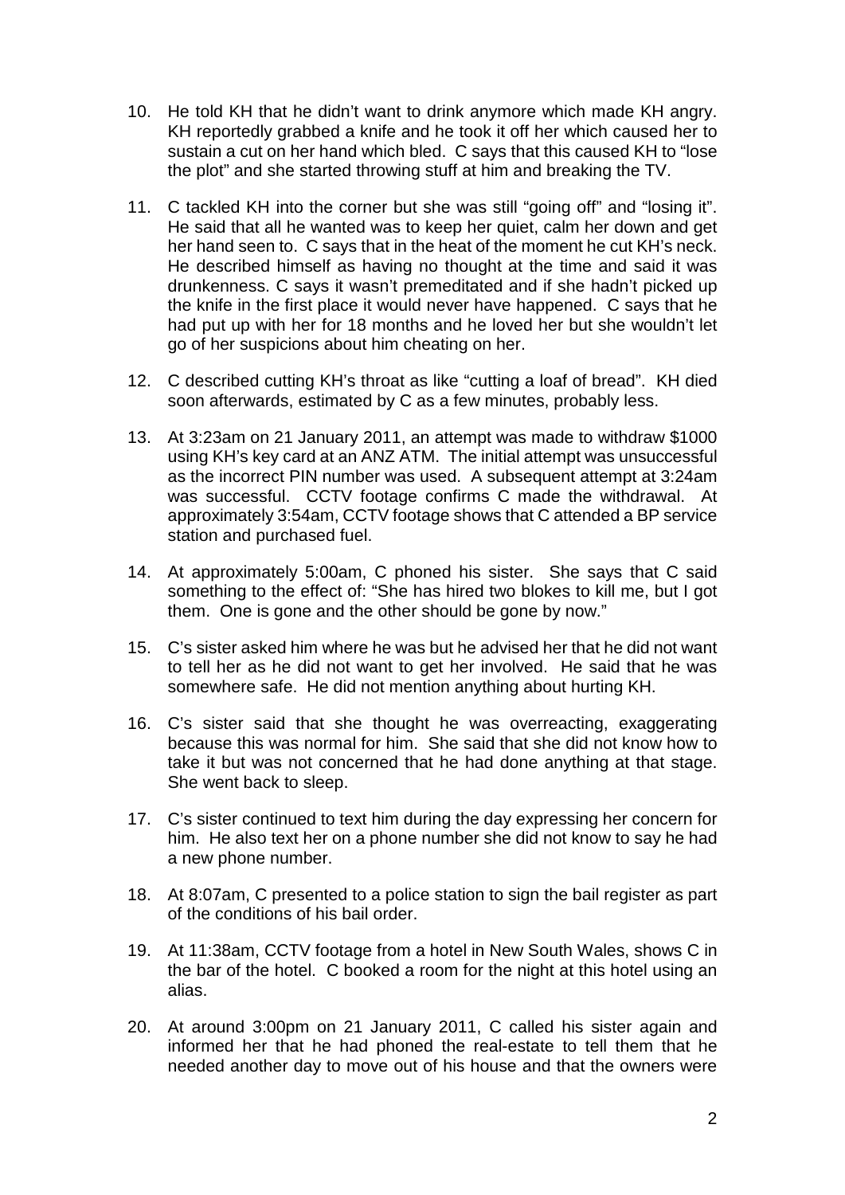10. He told KH that he didn't want to drink anymore which made KH angry. KH reportedly grabbed a knife and he took it off her which caused her to sustain a cut on her hand which bled. C says that this caused KH to "lose the plot" and she started throwing stuff at him and breaking the TV.

11. C tackled KH into the corner but she was still "going off" and "losing it". He said that all he wanted was to keep her quiet, calm her down and get her hand seen to. C says that in the heat of the moment he cut KH's neck. He described himself as having no thought at the time and said it was drunkenness. C says it wasn't premeditated and if she hadn't picked up the knife in the first place it would never have happened. C says that he had put up with her for 18 months and he loved her but she wouldn't let go of her suspicions about him cheating on her.

12. C described cutting KH's throat as like "cutting a loaf of bread". KH died soon afterwards, estimated by C as a few minutes, probably less.

13. At 3:23am on 21 January 2011, an attempt was made to withdraw $1000 using KH's key card at an ANZ ATM. The initial attempt was unsuccessful as the incorrect PIN number was used. A subsequent attempt at 3:24am was successful. CCTV footage confirms C made the withdrawal. At approximately 3:54am, CCTV footage shows that C attended a BP service station and purchased fuel.

14. At approximately 5:00am, C phoned his sister. She says that C said something to the effect of: "She has hired two blokes to kill me, but I got them. One is gone and the other should be gone by now."

15. C's sister asked him where he was but he advised her that he did not want to tell her as he did not want to get her involved. He said that he was somewhere safe. He did not mention anything about hurting KH.

16. C's sister said that she thought he was overreacting, exaggerating because this was normal for him. She said that she did not know how to take it but was not concerned that he had done anything at that stage. She went back to sleep.

17. C's sister continued to text him during the day expressing her concern for him. He also text her on a phone number she did not know to say he had a new phone number.

18. At 8:07am, C presented to a police station to sign the bail register as part of the conditions of his bail order.

19. At 11:38am, CCTV footage from a hotel in New South Wales, shows C in the bar of the hotel. C booked a room for the night at this hotel using an alias.

20. At around 3:00pm on 21 January 2011, C called his sister again and informed her that he had phoned the real-estate to tell them that he needed another day to move out of his house and that the owners were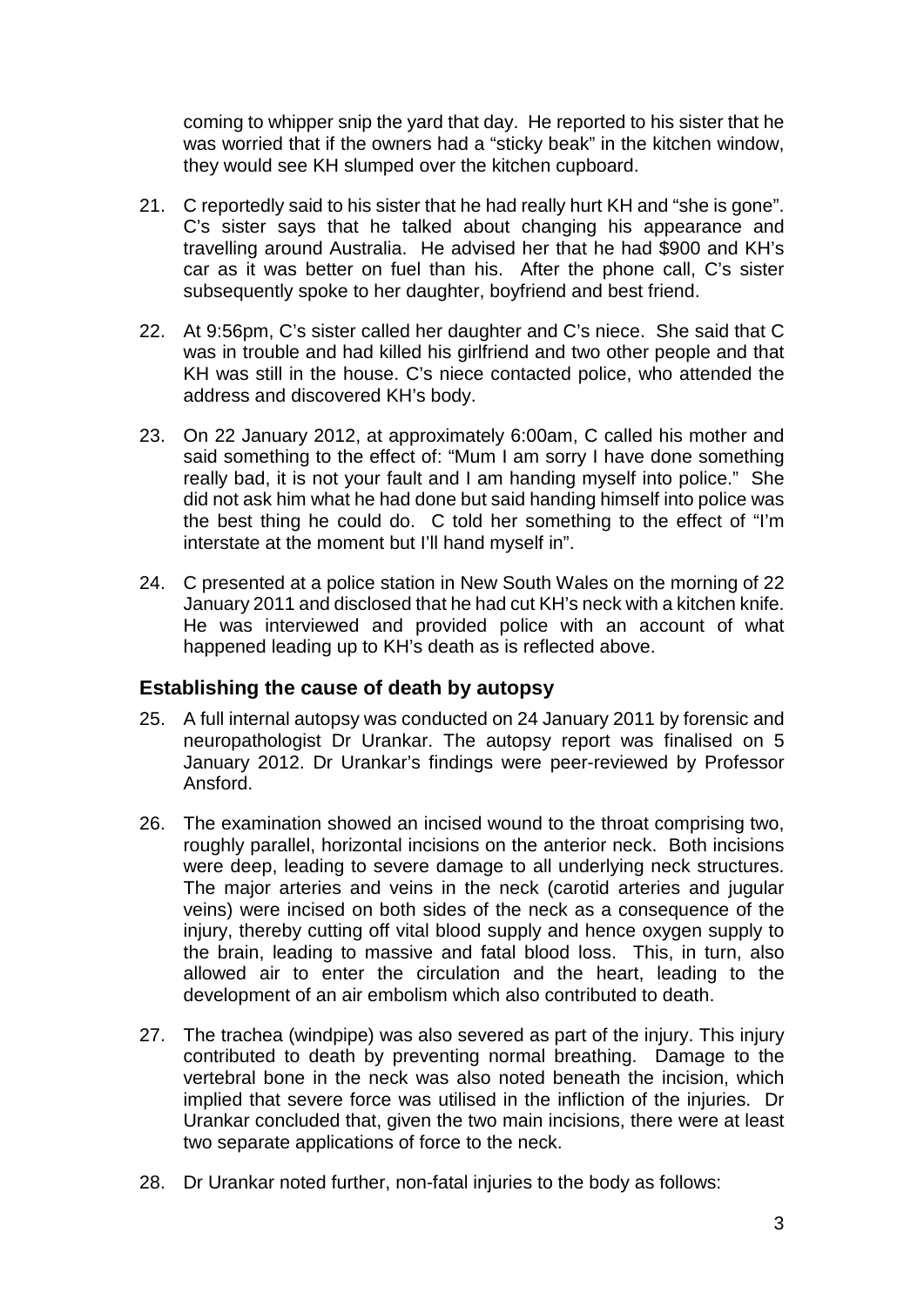coming to whipper snip the yard that day. He reported to his sister that he was worried that if the owners had a "sticky beak" in the kitchen window, they would see KH slumped over the kitchen cupboard.

21. C reportedly said to his sister that he had really hurt KH and "she is gone". C's sister says that he talked about changing his appearance and travelling around Australia. He advised her that he had $900 and KH's car as it was better on fuel than his. After the phone call, C's sister subsequently spoke to her daughter, boyfriend and best friend.

22. At 9:56pm, C's sister called her daughter and C's niece. She said that C was in trouble and had killed his girlfriend and two other people and that KH was still in the house. C's niece contacted police, who attended the address and discovered KH's body.

23. On 22 January 2012, at approximately 6:00am, C called his mother and said something to the effect of: "Mum I am sorry I have done something really bad, it is not your fault and I am handing myself into police." She did not ask him what he had done but said handing himself into police was the best thing he could do. C told her something to the effect of "I'm interstate at the moment but I'll hand myself in".

24. C presented at a police station in New South Wales on the morning of 22 January 2011 and disclosed that he had cut KH's neck with a kitchen knife. He was interviewed and provided police with an account of what happened leading up to KH's death as is reflected above.

## Establishing the cause of death by autopsy

25. A full internal autopsy was conducted on 24 January 2011 by forensic and neuropathologist Dr Urankar. The autopsy report was finalised on 5 January 2012. Dr Urankar's findings were peer-reviewed by Professor Ansford.

26. The examination showed an incised wound to the throat comprising two, roughly parallel, horizontal incisions on the anterior neck. Both incisions were deep, leading to severe damage to all underlying neck structures. The major arteries and veins in the neck (carotid arteries and jugular veins) were incised on both sides of the neck as a consequence of the injury, thereby cutting off vital blood supply and hence oxygen supply to the brain, leading to massive and fatal blood loss. This, in turn, also allowed air to enter the circulation and the heart, leading to the development of an air embolism which also contributed to death.

27. The trachea (windpipe) was also severed as part of the injury. This injury contributed to death by preventing normal breathing. Damage to the vertebral bone in the neck was also noted beneath the incision, which implied that severe force was utilised in the infliction of the injuries. Dr Urankar concluded that, given the two main incisions, there were at least two separate applications of force to the neck.

28. Dr Urankar noted further, non-fatal injuries to the body as follows: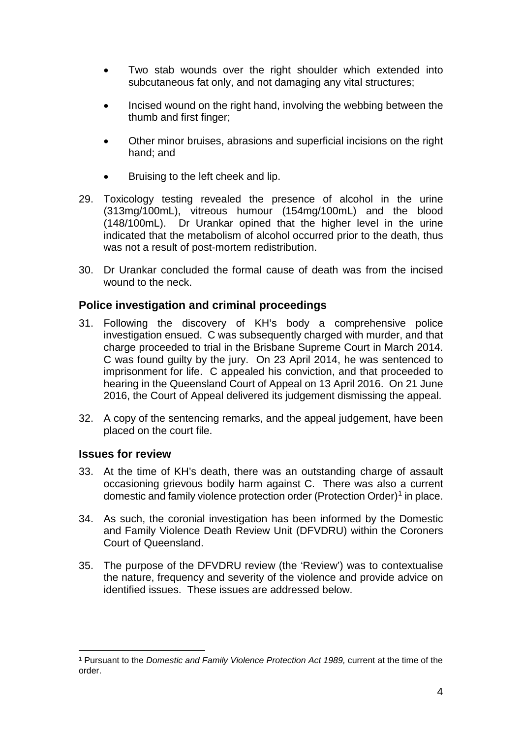- Two stab wounds over the right shoulder which extended into subcutaneous fat only, and not damaging any vital structures;
- Incised wound on the right hand, involving the webbing between the thumb and first finger;
- Other minor bruises, abrasions and superficial incisions on the right hand; and
- Bruising to the left cheek and lip.

29. Toxicology testing revealed the presence of alcohol in the urine (313mg/100mL), vitreous humour (154mg/100mL) and the blood (148/100mL). Dr Urankar opined that the higher level in the urine indicated that the metabolism of alcohol occurred prior to the death, thus was not a result of post-mortem redistribution.

30. Dr Urankar concluded the formal cause of death was from the incised wound to the neck.

## Police investigation and criminal proceedings

31. Following the discovery of KH's body a comprehensive police investigation ensued. C was subsequently charged with murder, and that charge proceeded to trial in the Brisbane Supreme Court in March 2014. C was found guilty by the jury. On 23 April 2014, he was sentenced to imprisonment for life. C appealed his conviction, and that proceeded to hearing in the Queensland Court of Appeal on 13 April 2016. On 21 June 2016, the Court of Appeal delivered its judgement dismissing the appeal.

32. A copy of the sentencing remarks, and the appeal judgement, have been placed on the court file.

## Issues for review

33. At the time of KH's death, there was an outstanding charge of assault occasioning grievous bodily harm against C. There was also a current domestic and family violence protection order (Protection Order)[1] in place.

34. As such, the coronial investigation has been informed by the Domestic and Family Violence Death Review Unit (DFVDRU) within the Coroners Court of Queensland.

35. The purpose of the DFVDRU review (the 'Review') was to contextualise the nature, frequency and severity of the violence and provide advice on identified issues. These issues are addressed below.

---

[1] Pursuant to the *Domestic and Family Violence Protection Act 1989,* current at the time of the order.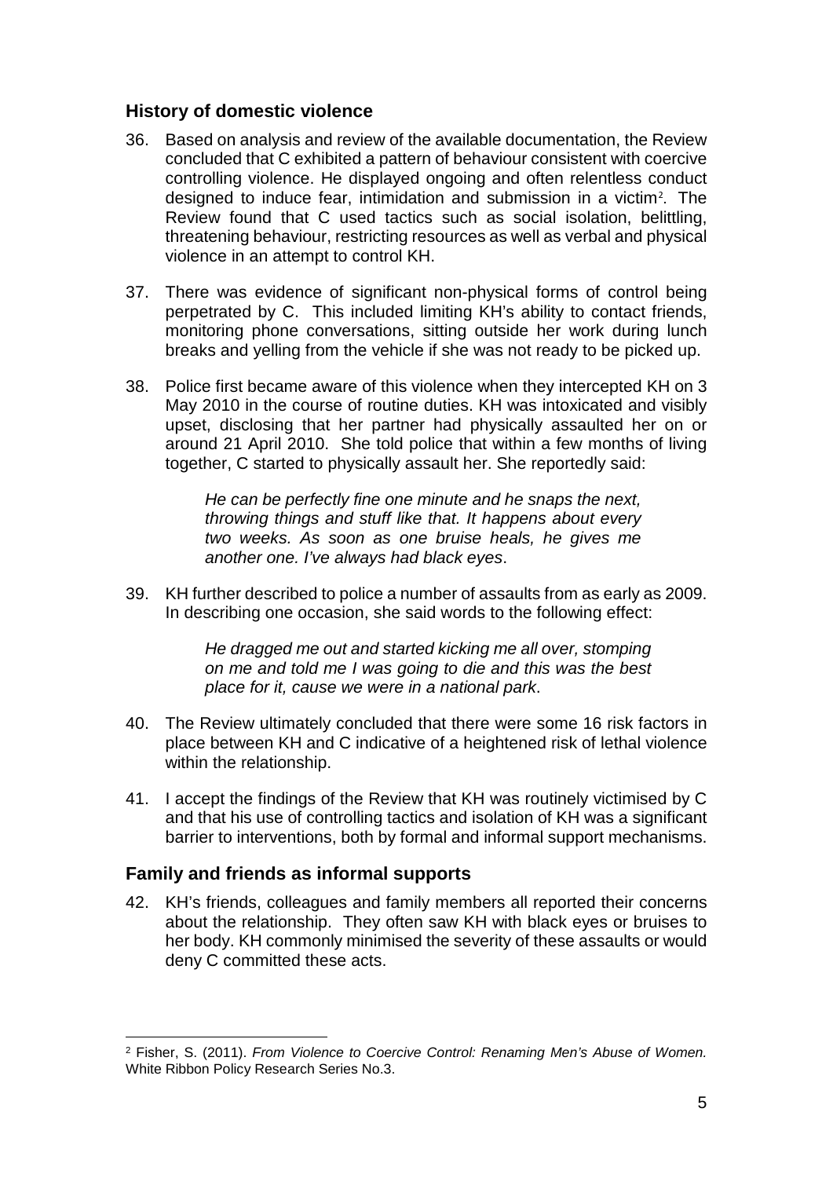## History of domestic violence

36. Based on analysis and review of the available documentation, the Review concluded that C exhibited a pattern of behaviour consistent with coercive controlling violence. He displayed ongoing and often relentless conduct designed to induce fear, intimidation and submission in a victim[2]. The Review found that C used tactics such as social isolation, belittling, threatening behaviour, restricting resources as well as verbal and physical violence in an attempt to control KH.

37. There was evidence of significant non-physical forms of control being perpetrated by C. This included limiting KH's ability to contact friends, monitoring phone conversations, sitting outside her work during lunch breaks and yelling from the vehicle if she was not ready to be picked up.

38. Police first became aware of this violence when they intercepted KH on 3 May 2010 in the course of routine duties. KH was intoxicated and visibly upset, disclosing that her partner had physically assaulted her on or around 21 April 2010. She told police that within a few months of living together, C started to physically assault her. She reportedly said:

    > *He can be perfectly fine one minute and he snaps the next, throwing things and stuff like that. It happens about every two weeks. As soon as one bruise heals, he gives me another one. I've always had black eyes*.

39. KH further described to police a number of assaults from as early as 2009. In describing one occasion, she said words to the following effect:

    > *He dragged me out and started kicking me all over, stomping on me and told me I was going to die and this was the best place for it, cause we were in a national park*.

40. The Review ultimately concluded that there were some 16 risk factors in place between KH and C indicative of a heightened risk of lethal violence within the relationship.

41. I accept the findings of the Review that KH was routinely victimised by C and that his use of controlling tactics and isolation of KH was a significant barrier to interventions, both by formal and informal support mechanisms.

## Family and friends as informal supports

42. KH's friends, colleagues and family members all reported their concerns about the relationship. They often saw KH with black eyes or bruises to her body. KH commonly minimised the severity of these assaults or would deny C committed these acts.

---

[2] Fisher, S. (2011). *From Violence to Coercive Control: Renaming Men's Abuse of Women.* White Ribbon Policy Research Series No.3.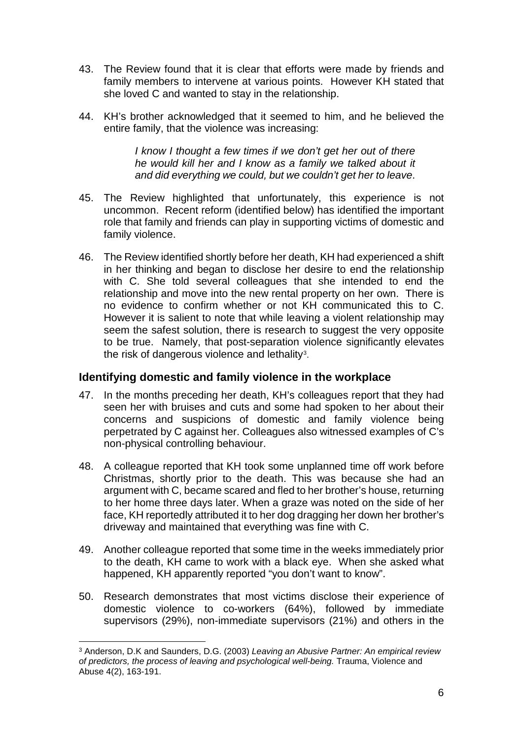43. The Review found that it is clear that efforts were made by friends and family members to intervene at various points. However KH stated that she loved C and wanted to stay in the relationship.

44. KH's brother acknowledged that it seemed to him, and he believed the entire family, that the violence was increasing:

> *I know I thought a few times if we don't get her out of there he would kill her and I know as a family we talked about it and did everything we could, but we couldn't get her to leave.*

45. The Review highlighted that unfortunately, this experience is not uncommon. Recent reform (identified below) has identified the important role that family and friends can play in supporting victims of domestic and family violence.

46. The Review identified shortly before her death, KH had experienced a shift in her thinking and began to disclose her desire to end the relationship with C. She told several colleagues that she intended to end the relationship and move into the new rental property on her own. There is no evidence to confirm whether or not KH communicated this to C. However it is salient to note that while leaving a violent relationship may seem the safest solution, there is research to suggest the very opposite to be true. Namely, that post-separation violence significantly elevates the risk of dangerous violence and lethality[3].

## Identifying domestic and family violence in the workplace

47. In the months preceding her death, KH's colleagues report that they had seen her with bruises and cuts and some had spoken to her about their concerns and suspicions of domestic and family violence being perpetrated by C against her. Colleagues also witnessed examples of C's non-physical controlling behaviour.

48. A colleague reported that KH took some unplanned time off work before Christmas, shortly prior to the death. This was because she had an argument with C, became scared and fled to her brother's house, returning to her home three days later. When a graze was noted on the side of her face, KH reportedly attributed it to her dog dragging her down her brother's driveway and maintained that everything was fine with C.

49. Another colleague reported that some time in the weeks immediately prior to the death, KH came to work with a black eye. When she asked what happened, KH apparently reported "you don't want to know".

50. Research demonstrates that most victims disclose their experience of domestic violence to co-workers (64%), followed by immediate supervisors (29%), non-immediate supervisors (21%) and others in the

---

[3] Anderson, D.K and Saunders, D.G. (2003) *Leaving an Abusive Partner: An empirical review of predictors, the process of leaving and psychological well-being.* Trauma, Violence and Abuse 4(2), 163-191.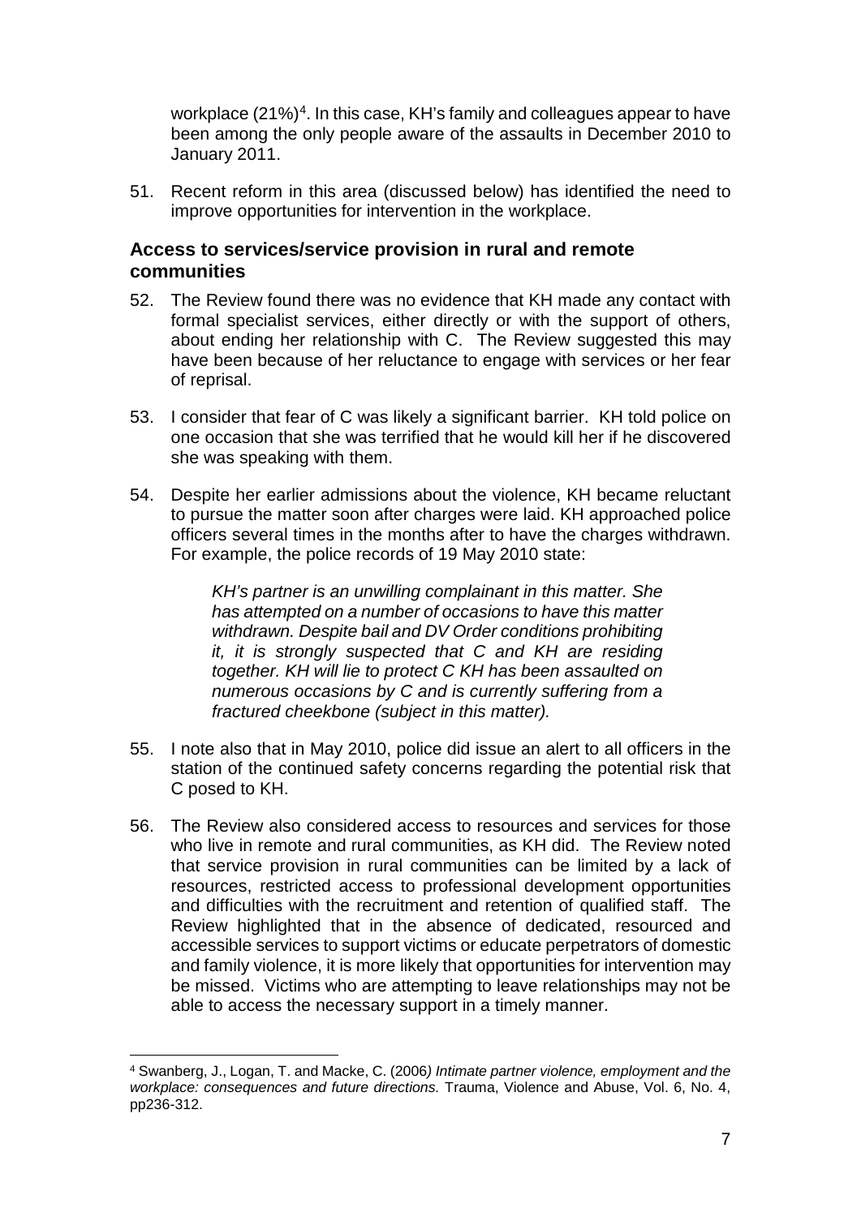workplace (21%)[4]. In this case, KH's family and colleagues appear to have been among the only people aware of the assaults in December 2010 to January 2011.

51. Recent reform in this area (discussed below) has identified the need to improve opportunities for intervention in the workplace.

### Access to services/service provision in rural and remote communities

52. The Review found there was no evidence that KH made any contact with formal specialist services, either directly or with the support of others, about ending her relationship with C. The Review suggested this may have been because of her reluctance to engage with services or her fear of reprisal.

53. I consider that fear of C was likely a significant barrier. KH told police on one occasion that she was terrified that he would kill her if he discovered she was speaking with them.

54. Despite her earlier admissions about the violence, KH became reluctant to pursue the matter soon after charges were laid. KH approached police officers several times in the months after to have the charges withdrawn. For example, the police records of 19 May 2010 state:

> *KH's partner is an unwilling complainant in this matter. She has attempted on a number of occasions to have this matter withdrawn. Despite bail and DV Order conditions prohibiting it, it is strongly suspected that C and KH are residing together. KH will lie to protect C KH has been assaulted on numerous occasions by C and is currently suffering from a fractured cheekbone (subject in this matter).*

55. I note also that in May 2010, police did issue an alert to all officers in the station of the continued safety concerns regarding the potential risk that C posed to KH.

56. The Review also considered access to resources and services for those who live in remote and rural communities, as KH did. The Review noted that service provision in rural communities can be limited by a lack of resources, restricted access to professional development opportunities and difficulties with the recruitment and retention of qualified staff. The Review highlighted that in the absence of dedicated, resourced and accessible services to support victims or educate perpetrators of domestic and family violence, it is more likely that opportunities for intervention may be missed. Victims who are attempting to leave relationships may not be able to access the necessary support in a timely manner.

---

[4] Swanberg, J., Logan, T. and Macke, C. (2006*) Intimate partner violence, employment and the workplace: consequences and future directions.* Trauma, Violence and Abuse, Vol. 6, No. 4, pp236-312.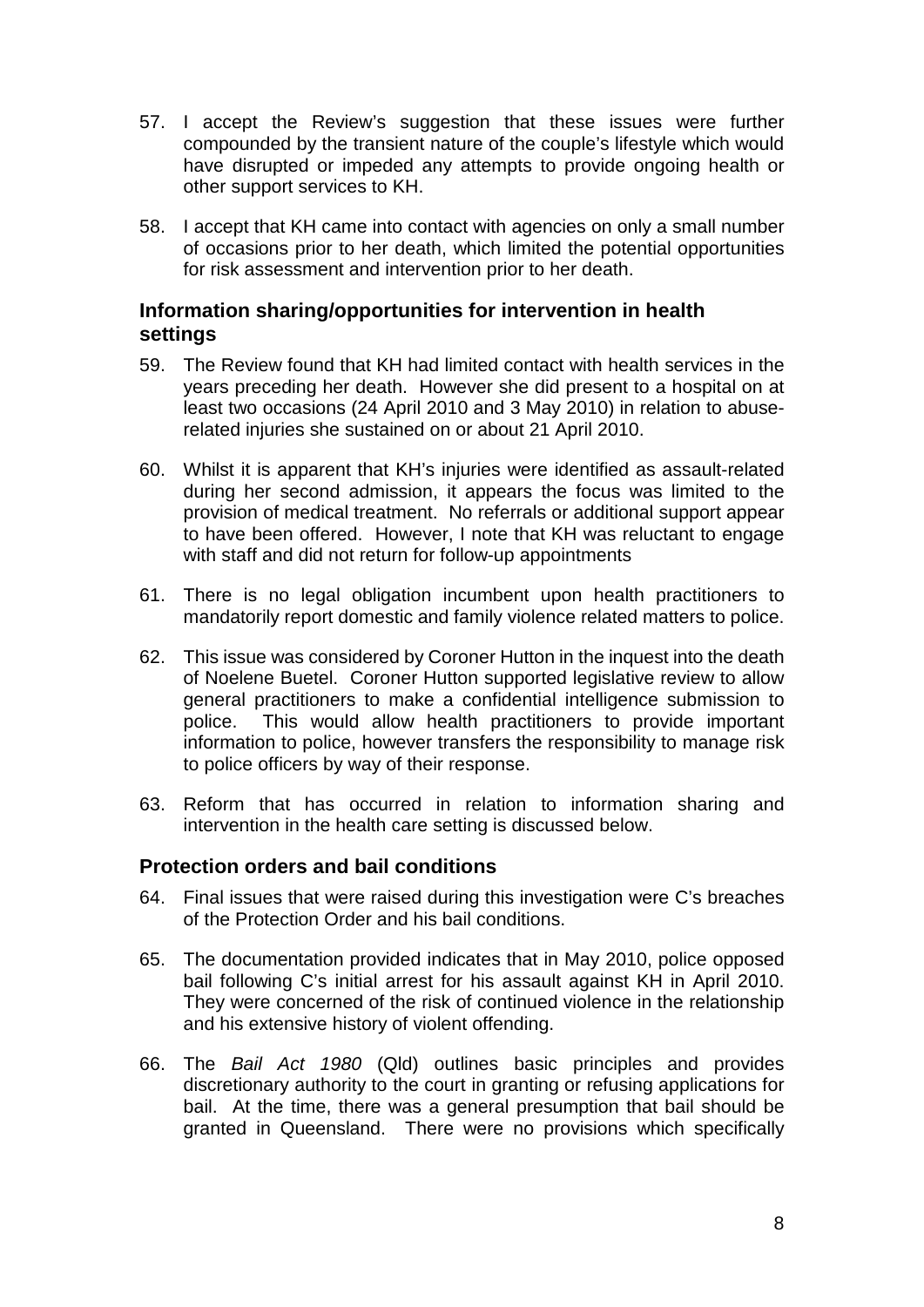57. I accept the Review's suggestion that these issues were further compounded by the transient nature of the couple's lifestyle which would have disrupted or impeded any attempts to provide ongoing health or other support services to KH.

58. I accept that KH came into contact with agencies on only a small number of occasions prior to her death, which limited the potential opportunities for risk assessment and intervention prior to her death.

### Information sharing/opportunities for intervention in health settings

59. The Review found that KH had limited contact with health services in the years preceding her death. However she did present to a hospital on at least two occasions (24 April 2010 and 3 May 2010) in relation to abuse-related injuries she sustained on or about 21 April 2010.

60. Whilst it is apparent that KH's injuries were identified as assault-related during her second admission, it appears the focus was limited to the provision of medical treatment. No referrals or additional support appear to have been offered. However, I note that KH was reluctant to engage with staff and did not return for follow-up appointments

61. There is no legal obligation incumbent upon health practitioners to mandatorily report domestic and family violence related matters to police.

62. This issue was considered by Coroner Hutton in the inquest into the death of Noelene Buetel. Coroner Hutton supported legislative review to allow general practitioners to make a confidential intelligence submission to police. This would allow health practitioners to provide important information to police, however transfers the responsibility to manage risk to police officers by way of their response.

63. Reform that has occurred in relation to information sharing and intervention in the health care setting is discussed below.

### Protection orders and bail conditions

64. Final issues that were raised during this investigation were C's breaches of the Protection Order and his bail conditions.

65. The documentation provided indicates that in May 2010, police opposed bail following C's initial arrest for his assault against KH in April 2010. They were concerned of the risk of continued violence in the relationship and his extensive history of violent offending.

66. The *Bail Act 1980* (Qld) outlines basic principles and provides discretionary authority to the court in granting or refusing applications for bail. At the time, there was a general presumption that bail should be granted in Queensland. There were no provisions which specifically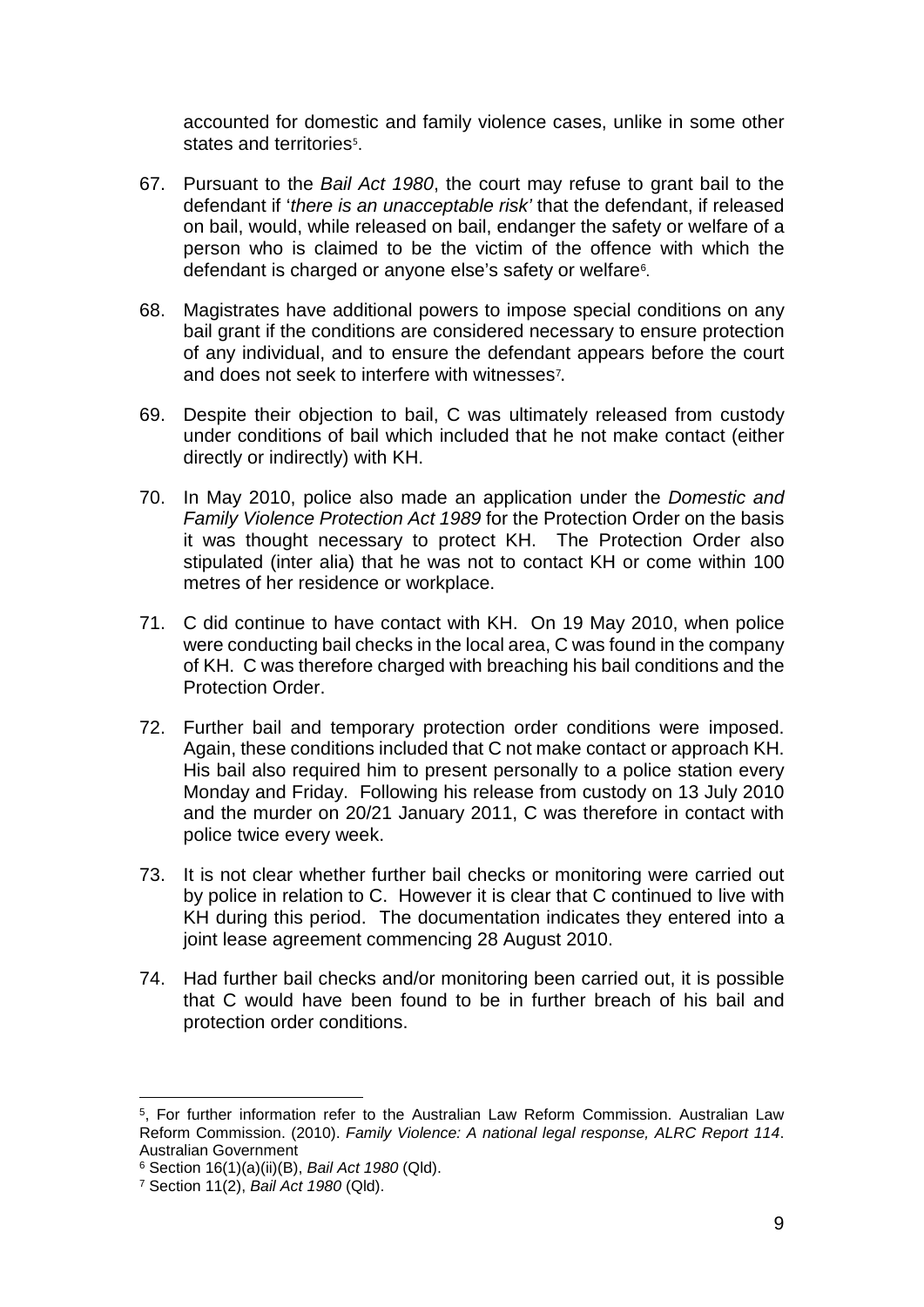accounted for domestic and family violence cases, unlike in some other states and territories[5].

67. Pursuant to the *Bail Act 1980*, the court may refuse to grant bail to the defendant if '*there is an unacceptable risk'* that the defendant, if released on bail, would, while released on bail, endanger the safety or welfare of a person who is claimed to be the victim of the offence with which the defendant is charged or anyone else's safety or welfare[6].

68. Magistrates have additional powers to impose special conditions on any bail grant if the conditions are considered necessary to ensure protection of any individual, and to ensure the defendant appears before the court and does not seek to interfere with witnesses[7].

69. Despite their objection to bail, C was ultimately released from custody under conditions of bail which included that he not make contact (either directly or indirectly) with KH.

70. In May 2010, police also made an application under the *Domestic and Family Violence Protection Act 1989* for the Protection Order on the basis it was thought necessary to protect KH. The Protection Order also stipulated (inter alia) that he was not to contact KH or come within 100 metres of her residence or workplace.

71. C did continue to have contact with KH. On 19 May 2010, when police were conducting bail checks in the local area, C was found in the company of KH. C was therefore charged with breaching his bail conditions and the Protection Order.

72. Further bail and temporary protection order conditions were imposed. Again, these conditions included that C not make contact or approach KH. His bail also required him to present personally to a police station every Monday and Friday. Following his release from custody on 13 July 2010 and the murder on 20/21 January 2011, C was therefore in contact with police twice every week.

73. It is not clear whether further bail checks or monitoring were carried out by police in relation to C. However it is clear that C continued to live with KH during this period. The documentation indicates they entered into a joint lease agreement commencing 28 August 2010.

74. Had further bail checks and/or monitoring been carried out, it is possible that C would have been found to be in further breach of his bail and protection order conditions.

---

[5], For further information refer to the Australian Law Reform Commission. Australian Law Reform Commission. (2010). *Family Violence: A national legal response, ALRC Report 114*. Australian Government

[6] Section 16(1)(a)(ii)(B), *Bail Act 1980* (Qld).

[7] Section 11(2), *Bail Act 1980* (Qld).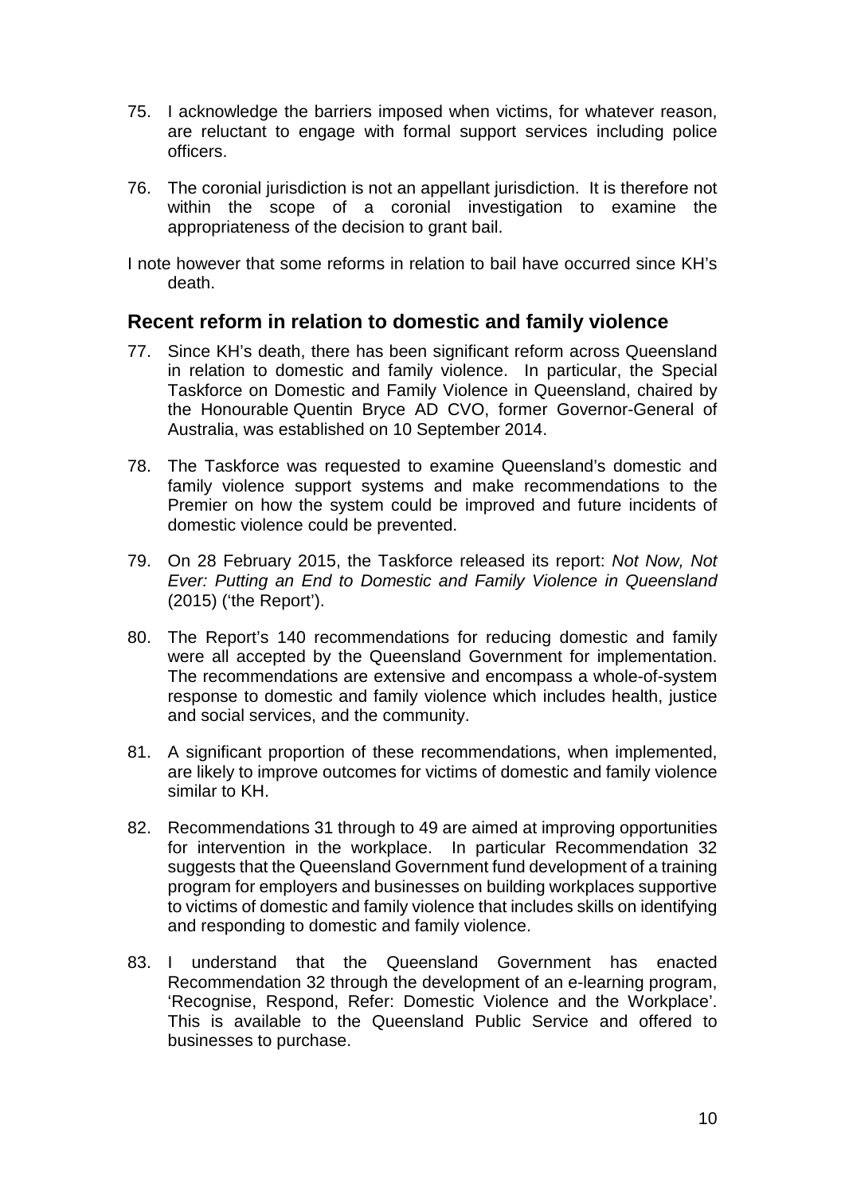75. I acknowledge the barriers imposed when victims, for whatever reason, are reluctant to engage with formal support services including police officers.

76. The coronial jurisdiction is not an appellant jurisdiction. It is therefore not within the scope of a coronial investigation to examine the appropriateness of the decision to grant bail.

I note however that some reforms in relation to bail have occurred since KH's death.

## Recent reform in relation to domestic and family violence

77. Since KH's death, there has been significant reform across Queensland in relation to domestic and family violence. In particular, the Special Taskforce on Domestic and Family Violence in Queensland, chaired by the Honourable Quentin Bryce AD CVO, former Governor-General of Australia, was established on 10 September 2014.

78. The Taskforce was requested to examine Queensland's domestic and family violence support systems and make recommendations to the Premier on how the system could be improved and future incidents of domestic violence could be prevented.

79. On 28 February 2015, the Taskforce released its report: *Not Now, Not Ever: Putting an End to Domestic and Family Violence in Queensland* (2015) ('the Report').

80. The Report's 140 recommendations for reducing domestic and family were all accepted by the Queensland Government for implementation. The recommendations are extensive and encompass a whole-of-system response to domestic and family violence which includes health, justice and social services, and the community.

81. A significant proportion of these recommendations, when implemented, are likely to improve outcomes for victims of domestic and family violence similar to KH.

82. Recommendations 31 through to 49 are aimed at improving opportunities for intervention in the workplace. In particular Recommendation 32 suggests that the Queensland Government fund development of a training program for employers and businesses on building workplaces supportive to victims of domestic and family violence that includes skills on identifying and responding to domestic and family violence.

83. I understand that the Queensland Government has enacted Recommendation 32 through the development of an e-learning program, 'Recognise, Respond, Refer: Domestic Violence and the Workplace'. This is available to the Queensland Public Service and offered to businesses to purchase.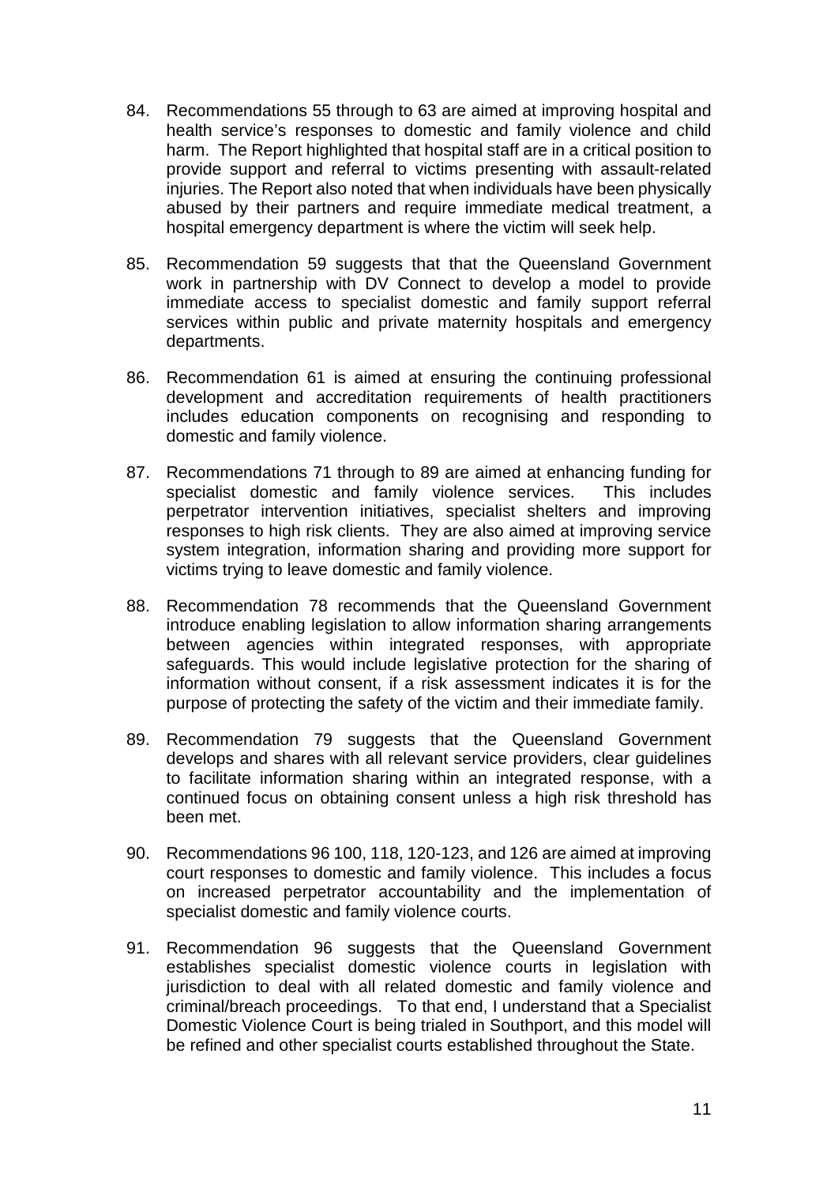84. Recommendations 55 through to 63 are aimed at improving hospital and health service's responses to domestic and family violence and child harm. The Report highlighted that hospital staff are in a critical position to provide support and referral to victims presenting with assault-related injuries. The Report also noted that when individuals have been physically abused by their partners and require immediate medical treatment, a hospital emergency department is where the victim will seek help.

85. Recommendation 59 suggests that that the Queensland Government work in partnership with DV Connect to develop a model to provide immediate access to specialist domestic and family support referral services within public and private maternity hospitals and emergency departments.

86. Recommendation 61 is aimed at ensuring the continuing professional development and accreditation requirements of health practitioners includes education components on recognising and responding to domestic and family violence.

87. Recommendations 71 through to 89 are aimed at enhancing funding for specialist domestic and family violence services. This includes perpetrator intervention initiatives, specialist shelters and improving responses to high risk clients. They are also aimed at improving service system integration, information sharing and providing more support for victims trying to leave domestic and family violence.

88. Recommendation 78 recommends that the Queensland Government introduce enabling legislation to allow information sharing arrangements between agencies within integrated responses, with appropriate safeguards. This would include legislative protection for the sharing of information without consent, if a risk assessment indicates it is for the purpose of protecting the safety of the victim and their immediate family.

89. Recommendation 79 suggests that the Queensland Government develops and shares with all relevant service providers, clear guidelines to facilitate information sharing within an integrated response, with a continued focus on obtaining consent unless a high risk threshold has been met.

90. Recommendations 96 100, 118, 120-123, and 126 are aimed at improving court responses to domestic and family violence. This includes a focus on increased perpetrator accountability and the implementation of specialist domestic and family violence courts.

91. Recommendation 96 suggests that the Queensland Government establishes specialist domestic violence courts in legislation with jurisdiction to deal with all related domestic and family violence and criminal/breach proceedings. To that end, I understand that a Specialist Domestic Violence Court is being trialed in Southport, and this model will be refined and other specialist courts established throughout the State.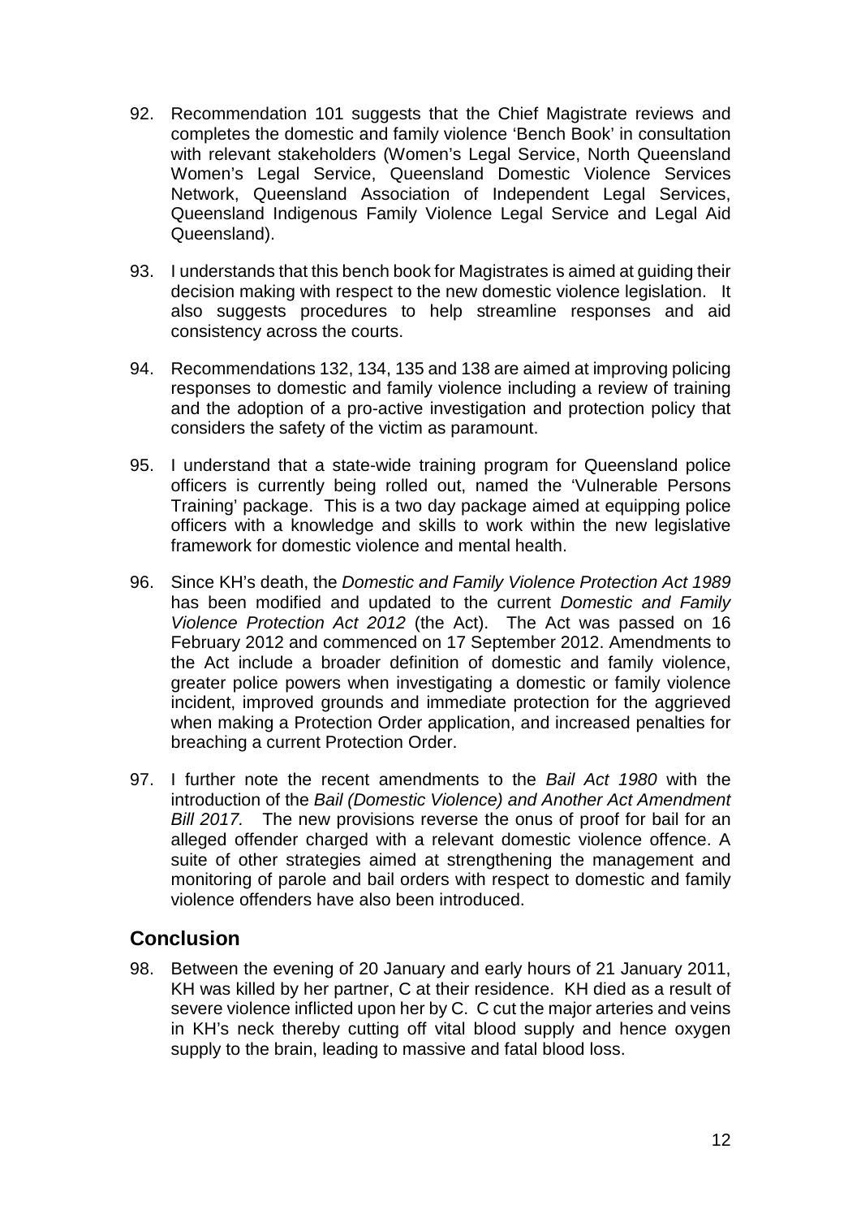92. Recommendation 101 suggests that the Chief Magistrate reviews and completes the domestic and family violence 'Bench Book' in consultation with relevant stakeholders (Women's Legal Service, North Queensland Women's Legal Service, Queensland Domestic Violence Services Network, Queensland Association of Independent Legal Services, Queensland Indigenous Family Violence Legal Service and Legal Aid Queensland).

93. I understands that this bench book for Magistrates is aimed at guiding their decision making with respect to the new domestic violence legislation. It also suggests procedures to help streamline responses and aid consistency across the courts.

94. Recommendations 132, 134, 135 and 138 are aimed at improving policing responses to domestic and family violence including a review of training and the adoption of a pro-active investigation and protection policy that considers the safety of the victim as paramount.

95. I understand that a state-wide training program for Queensland police officers is currently being rolled out, named the 'Vulnerable Persons Training' package. This is a two day package aimed at equipping police officers with a knowledge and skills to work within the new legislative framework for domestic violence and mental health.

96. Since KH's death, the *Domestic and Family Violence Protection Act 1989* has been modified and updated to the current *Domestic and Family Violence Protection Act 2012* (the Act). The Act was passed on 16 February 2012 and commenced on 17 September 2012. Amendments to the Act include a broader definition of domestic and family violence, greater police powers when investigating a domestic or family violence incident, improved grounds and immediate protection for the aggrieved when making a Protection Order application, and increased penalties for breaching a current Protection Order.

97. I further note the recent amendments to the *Bail Act 1980* with the introduction of the *Bail (Domestic Violence) and Another Act Amendment Bill 2017.* The new provisions reverse the onus of proof for bail for an alleged offender charged with a relevant domestic violence offence. A suite of other strategies aimed at strengthening the management and monitoring of parole and bail orders with respect to domestic and family violence offenders have also been introduced.

## Conclusion

98. Between the evening of 20 January and early hours of 21 January 2011, KH was killed by her partner, C at their residence. KH died as a result of severe violence inflicted upon her by C. C cut the major arteries and veins in KH's neck thereby cutting off vital blood supply and hence oxygen supply to the brain, leading to massive and fatal blood loss.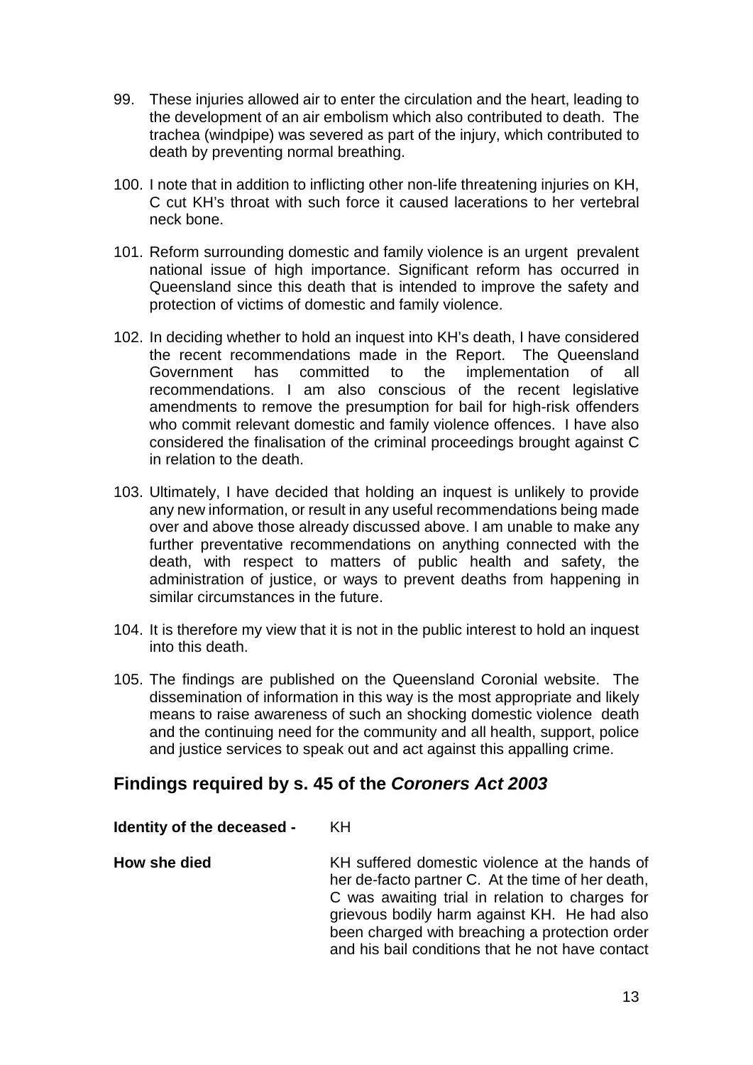99. These injuries allowed air to enter the circulation and the heart, leading to the development of an air embolism which also contributed to death. The trachea (windpipe) was severed as part of the injury, which contributed to death by preventing normal breathing.

100. I note that in addition to inflicting other non-life threatening injuries on KH, C cut KH's throat with such force it caused lacerations to her vertebral neck bone.

101. Reform surrounding domestic and family violence is an urgent prevalent national issue of high importance. Significant reform has occurred in Queensland since this death that is intended to improve the safety and protection of victims of domestic and family violence.

102. In deciding whether to hold an inquest into KH's death, I have considered the recent recommendations made in the Report. The Queensland Government has committed to the implementation of all recommendations. I am also conscious of the recent legislative amendments to remove the presumption for bail for high-risk offenders who commit relevant domestic and family violence offences. I have also considered the finalisation of the criminal proceedings brought against C in relation to the death.

103. Ultimately, I have decided that holding an inquest is unlikely to provide any new information, or result in any useful recommendations being made over and above those already discussed above. I am unable to make any further preventative recommendations on anything connected with the death, with respect to matters of public health and safety, the administration of justice, or ways to prevent deaths from happening in similar circumstances in the future.

104. It is therefore my view that it is not in the public interest to hold an inquest into this death.

105. The findings are published on the Queensland Coronial website. The dissemination of information in this way is the most appropriate and likely means to raise awareness of such an shocking domestic violence death and the continuing need for the community and all health, support, police and justice services to speak out and act against this appalling crime.

## Findings required by s. 45 of the *Coroners Act 2003*

**Identity of the deceased -** KH

**How she died** KH suffered domestic violence at the hands of her de-facto partner C. At the time of her death, C was awaiting trial in relation to charges for grievous bodily harm against KH. He had also been charged with breaching a protection order and his bail conditions that he not have contact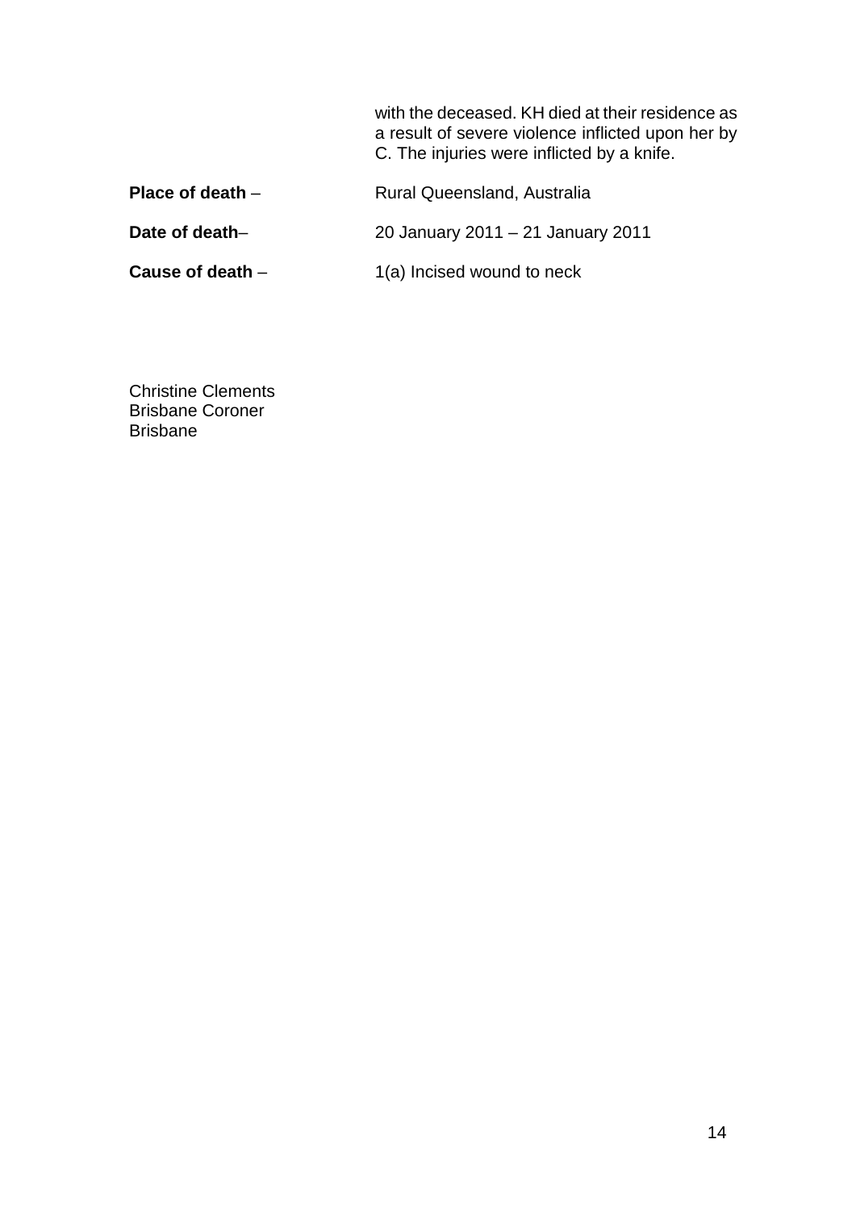with the deceased. KH died at their residence as a result of severe violence inflicted upon her by C. The injuries were inflicted by a knife.

**Place of death** – Rural Queensland, Australia

**Date of death**– 20 January 2011 – 21 January 2011

**Cause of death** – 1(a) Incised wound to neck

Christine Clements
Brisbane Coroner
Brisbane